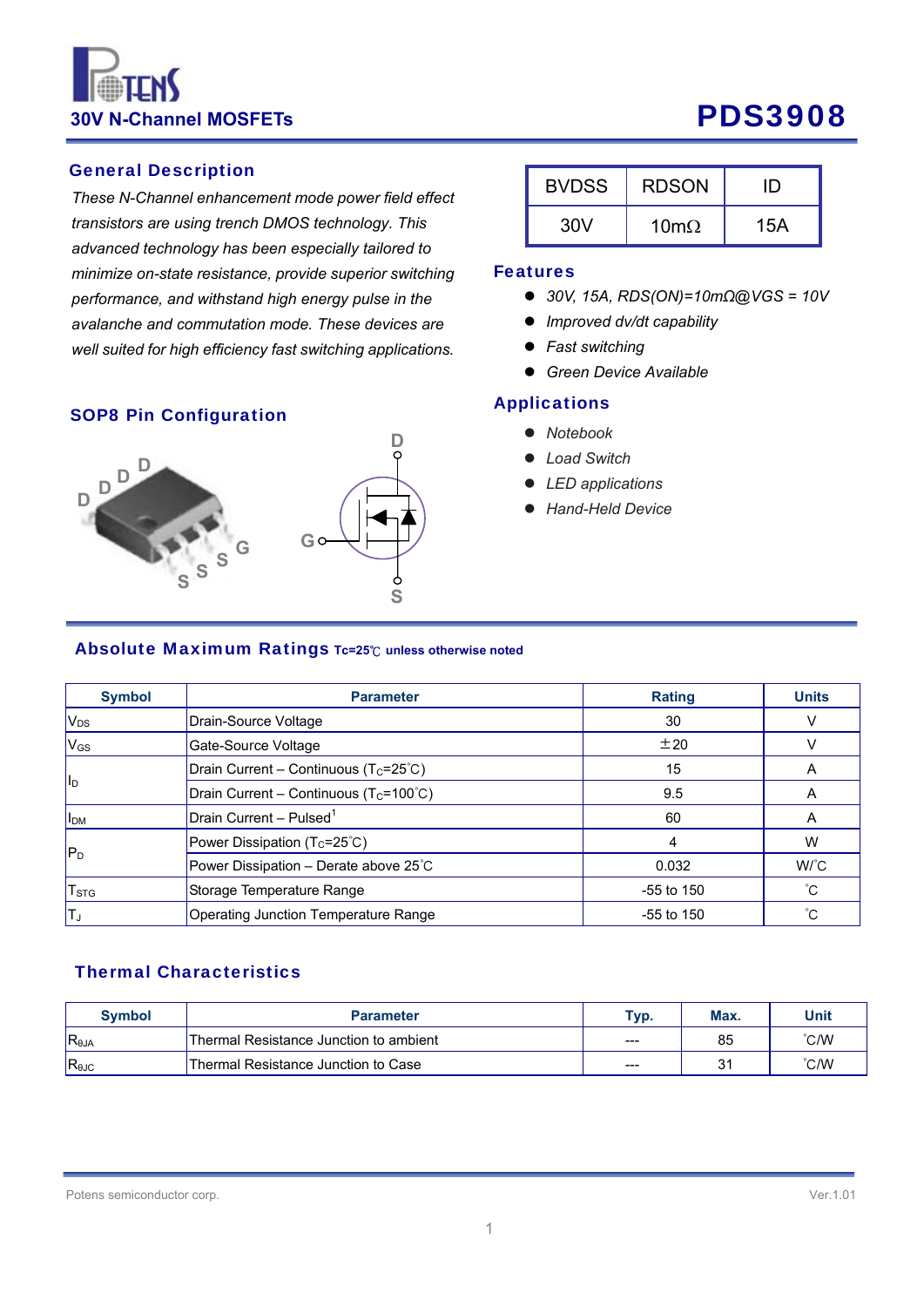# PDS3908

**30V N-Channel MOSFETs**

## General Description

*These N-Channel enhancement mode power field effect transistors are using trench DMOS technology. This advanced technology has been especially tailored to minimize on-state resistance, provide superior switching performance, and withstand high energy pulse in the avalanche and commutation mode. These devices are well suited for high efficiency fast switching applications.*

| BVDSS | RDSON | ID |
|---|---|---|
| 30V | 10mΩ | 15A |

## Features

- *30V, 15A, RDS(ON)=10mΩ@VGS = 10V*
- *Improved dv/dt capability*
- *Fast switching*
- *Green Device Available*

## Applications

- *Notebook*
- *Load Switch*
- *LED applications*
- *Hand-Held Device*

## SOP8 Pin Configuration

D D D D G S S S

D G S

## Absolute Maximum Ratings Tc=25℃ unless otherwise noted

| Symbol | Parameter | Rating | Units |
|---|---|---|---|
| $V_{DS}$ | Drain-Source Voltage | 30 | V |
| $V_{GS}$ | Gate-Source Voltage | ±20 | V |
| $I_D$ | Drain Current – Continuous ($T_C$=25˚C) | 15 | A |
| | Drain Current – Continuous ($T_C$=100˚C) | 9.5 | A |
| $I_{DM}$ | Drain Current – Pulsed[1] | 60 | A |
| $P_D$ | Power Dissipation ($T_C$=25˚C) | 4 | W |
| | Power Dissipation – Derate above 25˚C | 0.032 | W/˚C |
| $T_{STG}$ | Storage Temperature Range | -55 to 150 | ˚C |
| $T_J$ | Operating Junction Temperature Range | -55 to 150 | ˚C |

## Thermal Characteristics

| Symbol | Parameter | Typ. | Max. | Unit |
|---|---|---|---|---|
| $R_{θJA}$ | Thermal Resistance Junction to ambient | --- | 85 | ˚C/W |
| $R_{θJC}$ | Thermal Resistance Junction to Case | --- | 31 | ˚C/W |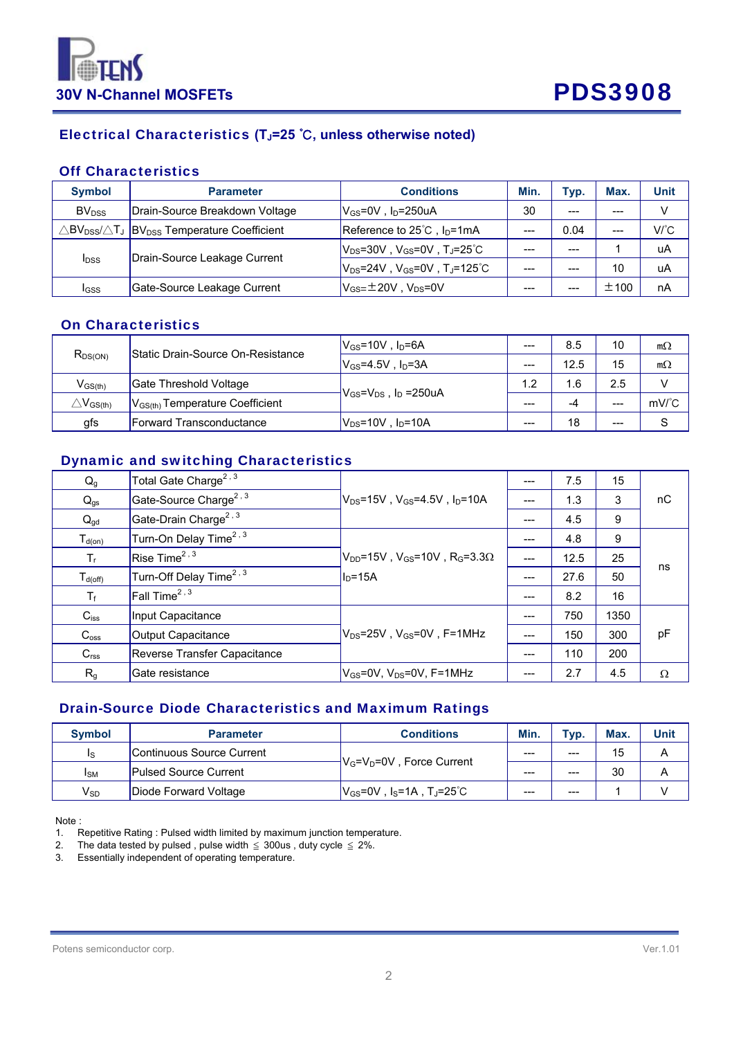**30V N-Channel MOSFETs**

# PDS3908

## Electrical Characteristics ($T_J$=25 ℃, unless otherwise noted)

### Off Characteristics

| Symbol | Parameter | Conditions | Min. | Typ. | Max. | Unit |
|---|---|---|---|---|---|---|
| $BV_{DSS}$ | Drain-Source Breakdown Voltage | $V_{GS}$=0V , $I_D$=250uA | 30 | --- | --- | V |
| $\triangle BV_{DSS}/\triangle T_J$ | $BV_{DSS}$ Temperature Coefficient | Reference to 25℃ , $I_D$=1mA | --- | 0.04 | --- | V/℃ |
| $I_{DSS}$ | Drain-Source Leakage Current | $V_{DS}$=30V , $V_{GS}$=0V , $T_J$=25℃ | --- | --- | 1 | uA |
| | | $V_{DS}$=24V , $V_{GS}$=0V , $T_J$=125℃ | --- | --- | 10 | uA |
| $I_{GSS}$ | Gate-Source Leakage Current | $V_{GS}$=±20V , $V_{DS}$=0V | --- | --- | ±100 | nA |

### On Characteristics

| Symbol | Parameter | Conditions | Min. | Typ. | Max. | Unit |
|---|---|---|---|---|---|---|
| $R_{DS(ON)}$ | Static Drain-Source On-Resistance | $V_{GS}$=10V , $I_D$=6A | --- | 8.5 | 10 | mΩ |
| | | $V_{GS}$=4.5V , $I_D$=3A | --- | 12.5 | 15 | mΩ |
| $V_{GS(th)}$ | Gate Threshold Voltage | $V_{GS}$=$V_{DS}$ , $I_D$ =250uA | 1.2 | 1.6 | 2.5 | V |
| $\triangle V_{GS(th)}$ | $V_{GS(th)}$ Temperature Coefficient | | --- | -4 | --- | mV/℃ |
| gfs | Forward Transconductance | $V_{DS}$=10V , $I_D$=10A | --- | 18 | --- | S |

### Dynamic and switching Characteristics

| Symbol | Parameter | Conditions | Min. | Typ. | Max. | Unit |
|---|---|---|---|---|---|---|
| $Q_g$ | Total Gate Charge[2,3] | $V_{DS}$=15V , $V_{GS}$=4.5V , $I_D$=10A | --- | 7.5 | 15 | nC |
| $Q_{gs}$ | Gate-Source Charge[2,3] | | --- | 1.3 | 3 | |
| $Q_{gd}$ | Gate-Drain Charge[2,3] | | --- | 4.5 | 9 | |
| $T_{d(on)}$ | Turn-On Delay Time[2,3] | $V_{DD}$=15V , $V_{GS}$=10V , $R_G$=3.3Ω $I_D$=15A | --- | 4.8 | 9 | ns |
| $T_r$ | Rise Time[2,3] | | --- | 12.5 | 25 | |
| $T_{d(off)}$ | Turn-Off Delay Time[2,3] | | --- | 27.6 | 50 | |
| $T_f$ | Fall Time[2,3] | | --- | 8.2 | 16 | |
| $C_{iss}$ | Input Capacitance | $V_{DS}$=25V , $V_{GS}$=0V , F=1MHz | --- | 750 | 1350 | pF |
| $C_{oss}$ | Output Capacitance | | --- | 150 | 300 | |
| $C_{rss}$ | Reverse Transfer Capacitance | | --- | 110 | 200 | |
| $R_g$ | Gate resistance | $V_{GS}$=0V, $V_{DS}$=0V, F=1MHz | --- | 2.7 | 4.5 | Ω |

### Drain-Source Diode Characteristics and Maximum Ratings

| Symbol | Parameter | Conditions | Min. | Typ. | Max. | Unit |
|---|---|---|---|---|---|---|
| $I_S$ | Continuous Source Current | $V_G$=$V_D$=0V , Force Current | --- | --- | 15 | A |
| $I_{SM}$ | Pulsed Source Current | | --- | --- | 30 | A |
| $V_{SD}$ | Diode Forward Voltage | $V_{GS}$=0V , $I_S$=1A , $T_J$=25℃ | --- | --- | 1 | V |

Note :

1. Repetitive Rating : Pulsed width limited by maximum junction temperature.
2. The data tested by pulsed , pulse width ≤ 300us , duty cycle ≤ 2%.
3. Essentially independent of operating temperature.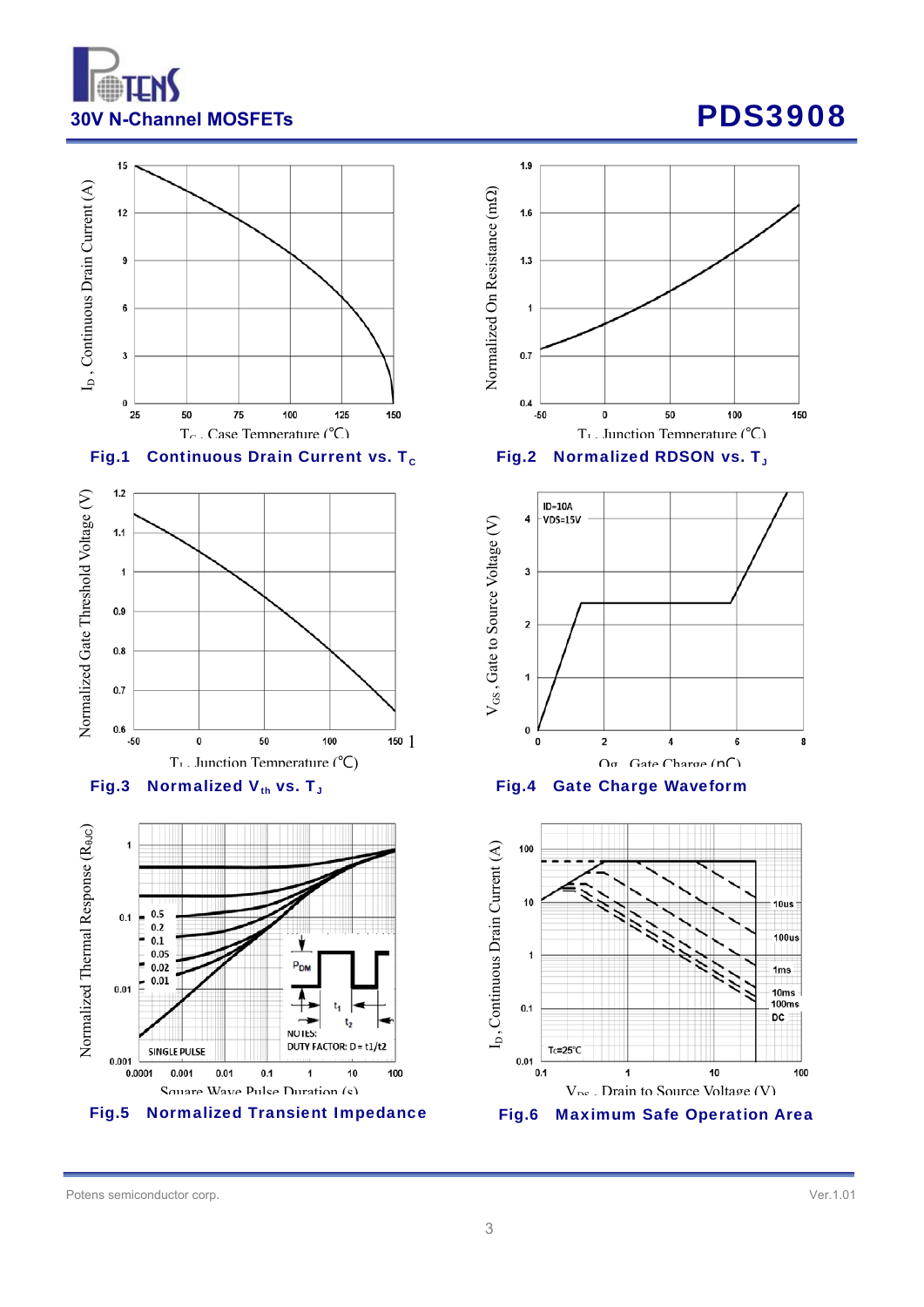Fig.1 Continuous Drain Current vs. $T_C$

Fig.2 Normalized RDSON vs. $T_J$

Fig.3 Normalized $V_{th}$ vs. $T_J$

Fig.4 Gate Charge Waveform

Fig.5 Normalized Transient Impedance

Fig.6 Maximum Safe Operation Area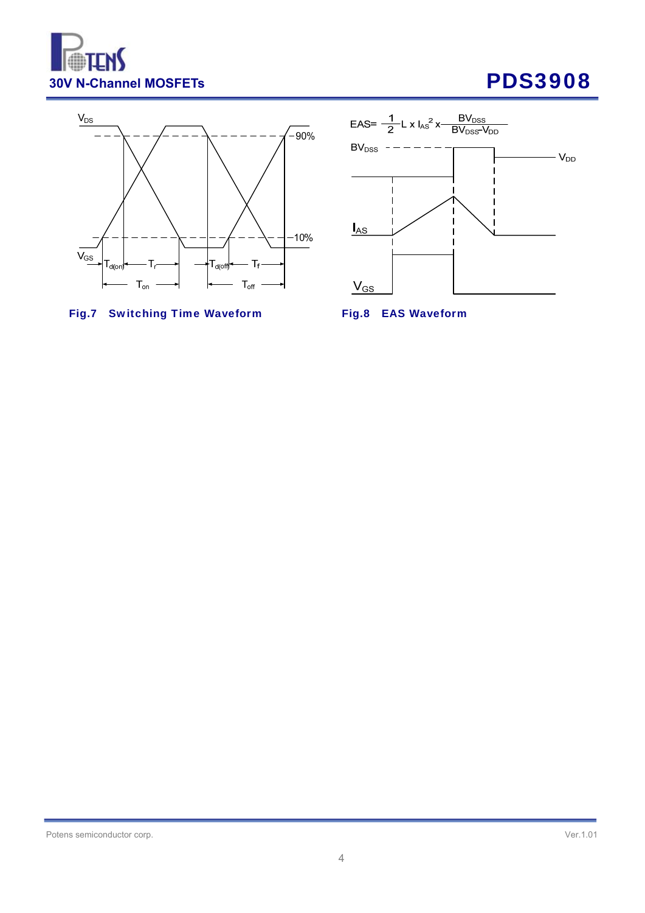Fig.7 Switching Time Waveform

$$EAS = \frac{1}{2} L \times I_{AS}^2 \times \frac{BV_{DSS}}{BV_{DSS} - V_{DD}}$$

Fig.8 EAS Waveform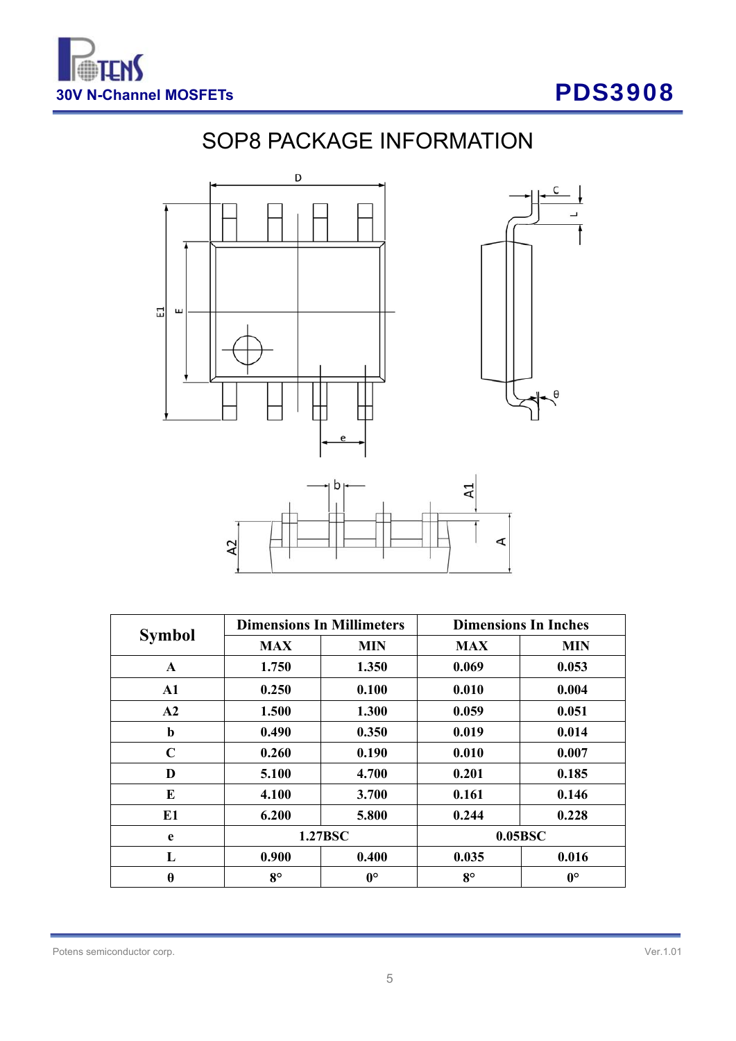# SOP8 PACKAGE INFORMATION

| Symbol | Dimensions In Millimeters | | Dimensions In Inches | |
|---|---|---|---|---|
| | MAX | MIN | MAX | MIN |
| A | 1.750 | 1.350 | 0.069 | 0.053 |
| A1 | 0.250 | 0.100 | 0.010 | 0.004 |
| A2 | 1.500 | 1.300 | 0.059 | 0.051 |
| b | 0.490 | 0.350 | 0.019 | 0.014 |
| C | 0.260 | 0.190 | 0.010 | 0.007 |
| D | 5.100 | 4.700 | 0.201 | 0.185 |
| E | 4.100 | 3.700 | 0.161 | 0.146 |
| E1 | 6.200 | 5.800 | 0.244 | 0.228 |
| e | 1.27BSC | | 0.05BSC | |
| L | 0.900 | 0.400 | 0.035 | 0.016 |
| θ | 8° | 0° | 8° | 0° |